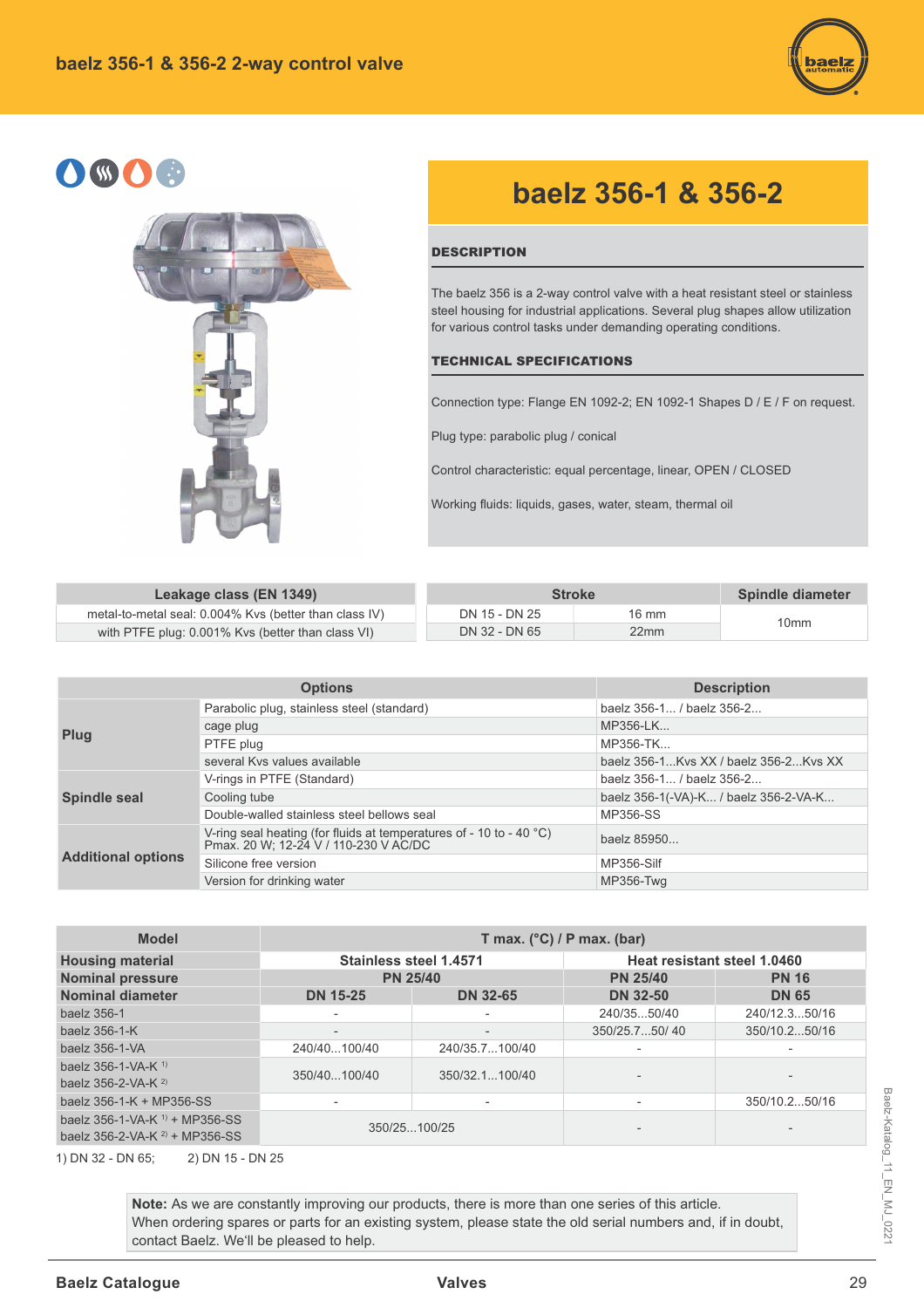# baelz 356-1 & 356-2

## DESCRIPTION

The baelz 356 is a 2-way control valve with a heat resistant steel or stainless steel housing for industrial applications. Several plug shapes allow utilization for various control tasks under demanding operating conditions.

## TECHNICAL SPECIFICATIONS

Connection type: Flange EN 1092-2; EN 1092-1 Shapes D / E / F on request.

Plug type: parabolic plug / conical

Control characteristic: equal percentage, linear, OPEN / CLOSED

Working fluids: liquids, gases, water, steam, thermal oil

| Leakage class (EN 1349) |
|---|
| metal-to-metal seal: 0.004% Kvs (better than class IV) |
| with PTFE plug: 0.001% Kvs (better than class VI) |

| Stroke | | Spindle diameter |
|---|---|---|
| DN 15 - DN 25 | 16 mm | 10mm |
| DN 32 - DN 65 | 22mm | |

| Options | | Description |
|---|---|---|
| **Plug** | Parabolic plug, stainless steel (standard) | baelz 356-1... / baelz 356-2... |
| | cage plug | MP356-LK... |
| | PTFE plug | MP356-TK... |
| | several Kvs values available | baelz 356-1...Kvs XX / baelz 356-2...Kvs XX |
| **Spindle seal** | V-rings in PTFE (Standard) | baelz 356-1... / baelz 356-2... |
| | Cooling tube | baelz 356-1(-VA)-K... / baelz 356-2-VA-K... |
| | Double-walled stainless steel bellows seal | MP356-SS |
| **Additional options** | V-ring seal heating (for fluids at temperatures of - 10 to - 40 °C) Pmax. 20 W; 12-24 V / 110-230 V AC/DC | baelz 85950... |
| | Silicone free version | MP356-Silf |
| | Version for drinking water | MP356-Twg |

| Model | T max. (°C) / P max. (bar) | | | |
|---|---|---|---|---|
| **Housing material** | **Stainless steel 1.4571** | | **Heat resistant steel 1.0460** | |
| **Nominal pressure** | **PN 25/40** | | **PN 25/40** | **PN 16** |
| **Nominal diameter** | **DN 15-25** | **DN 32-65** | **DN 32-50** | **DN 65** |
| baelz 356-1 | - | - | 240/35...50/40 | 240/12.3...50/16 |
| baelz 356-1-K | - | - | 350/25.7...50/ 40 | 350/10.2...50/16 |
| baelz 356-1-VA | 240/40...100/40 | 240/35.7...100/40 | - | - |
| baelz 356-1-VA-K [1]<br>baelz 356-2-VA-K [2] | 350/40...100/40 | 350/32.1...100/40 | - | - |
| baelz 356-1-K + MP356-SS | - | - | - | 350/10.2...50/16 |
| baelz 356-1-VA-K [1] + MP356-SS<br>baelz 356-2-VA-K [2] + MP356-SS | 350/25...100/25 | | - | - |

1) DN 32 - DN 65; 2) DN 15 - DN 25

**Note:** As we are constantly improving our products, there is more than one series of this article. When ordering spares or parts for an existing system, please state the old serial numbers and, if in doubt, contact Baelz. We'll be pleased to help.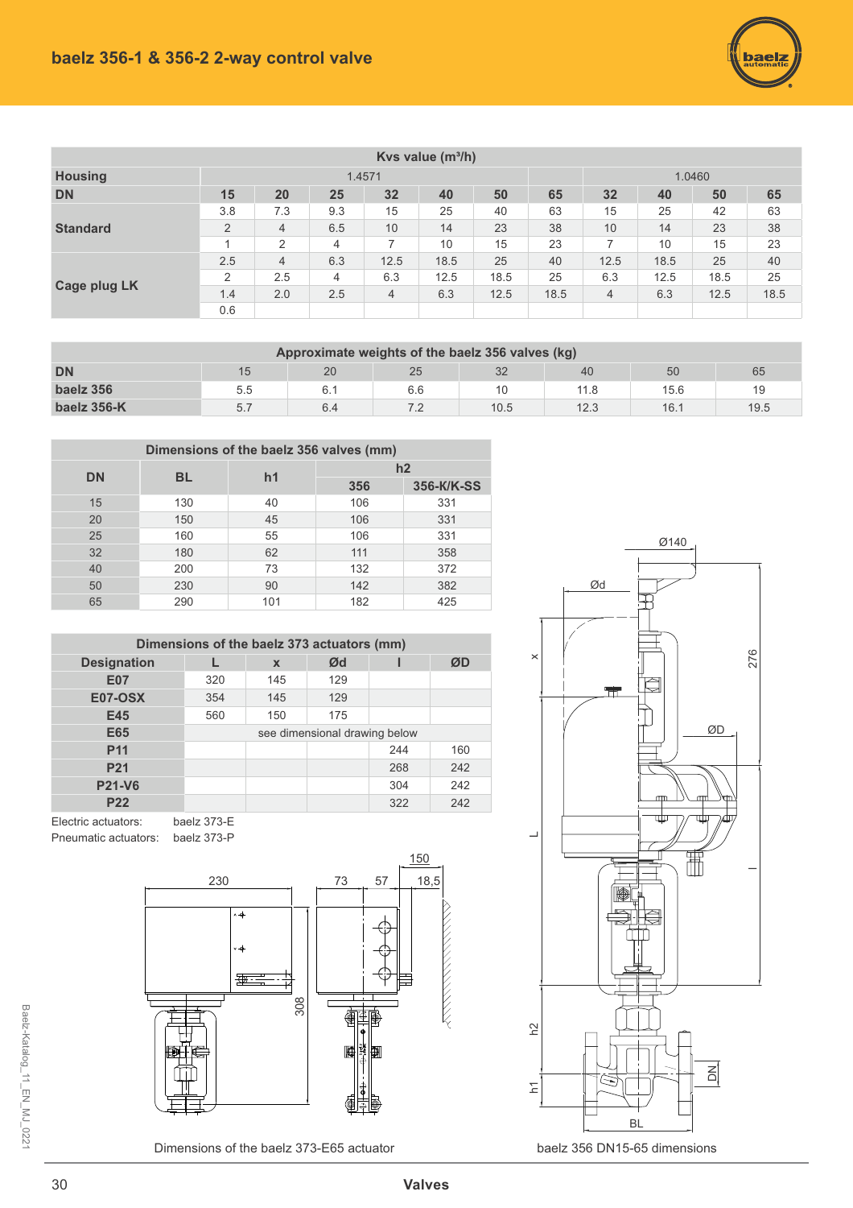## baelz 356-1 & 356-2 2-way control valve

| Kvs value (m³/h) | | | | | | | | | | | |
|---|---|---|---|---|---|---|---|---|---|---|---|
| **Housing** | 1.4571 | | | | | | | 1.0460 | | | |
| **DN** | **15** | **20** | **25** | **32** | **40** | **50** | **65** | **32** | **40** | **50** | **65** |
| **Standard** | 3.8 | 7.3 | 9.3 | 15 | 25 | 40 | 63 | 15 | 25 | 42 | 63 |
| | 2 | 4 | 6.5 | 10 | 14 | 23 | 38 | 10 | 14 | 23 | 38 |
| | 1 | 2 | 4 | 7 | 10 | 15 | 23 | 7 | 10 | 15 | 23 |
| **Cage plug LK** | 2.5 | 4 | 6.3 | 12.5 | 18.5 | 25 | 40 | 12.5 | 18.5 | 25 | 40 |
| | 2 | 2.5 | 4 | 6.3 | 12.5 | 18.5 | 25 | 6.3 | 12.5 | 18.5 | 25 |
| | 1.4 | 2.0 | 2.5 | 4 | 6.3 | 12.5 | 18.5 | 4 | 6.3 | 12.5 | 18.5 |
| | 0.6 | | | | | | | | | | |

| Approximate weights of the baelz 356 valves (kg) | | | | | | | |
|---|---|---|---|---|---|---|---|
| **DN** | 15 | 20 | 25 | 32 | 40 | 50 | 65 |
| **baelz 356** | 5.5 | 6.1 | 6.6 | 10 | 11.8 | 15.6 | 19 |
| **baelz 356-K** | 5.7 | 6.4 | 7.2 | 10.5 | 12.3 | 16.1 | 19.5 |

| Dimensions of the baelz 356 valves (mm) | | | | |
|---|---|---|---|---|
| **DN** | **BL** | **h1** | **h2** | |
| | | | **356** | **356-K/K-SS** |
| 15 | 130 | 40 | 106 | 331 |
| 20 | 150 | 45 | 106 | 331 |
| 25 | 160 | 55 | 106 | 331 |
| 32 | 180 | 62 | 111 | 358 |
| 40 | 200 | 73 | 132 | 372 |
| 50 | 230 | 90 | 142 | 382 |
| 65 | 290 | 101 | 182 | 425 |

| Dimensions of the baelz 373 actuators (mm) | | | | | |
|---|---|---|---|---|---|
| **Designation** | **L** | **x** | **Ød** | **l** | **ØD** |
| **E07** | 320 | 145 | 129 | | |
| **E07-OSX** | 354 | 145 | 129 | | |
| **E45** | 560 | 150 | 175 | | |
| **E65** | see dimensional drawing below | | | | |
| **P11** | | | | 244 | 160 |
| **P21** | | | | 268 | 242 |
| **P21-V6** | | | | 304 | 242 |
| **P22** | | | | 322 | 242 |

Electric actuators: baelz 373-E
Pneumatic actuators: baelz 373-P

Dimensions of the baelz 373-E65 actuator

baelz 356 DN15-65 dimensions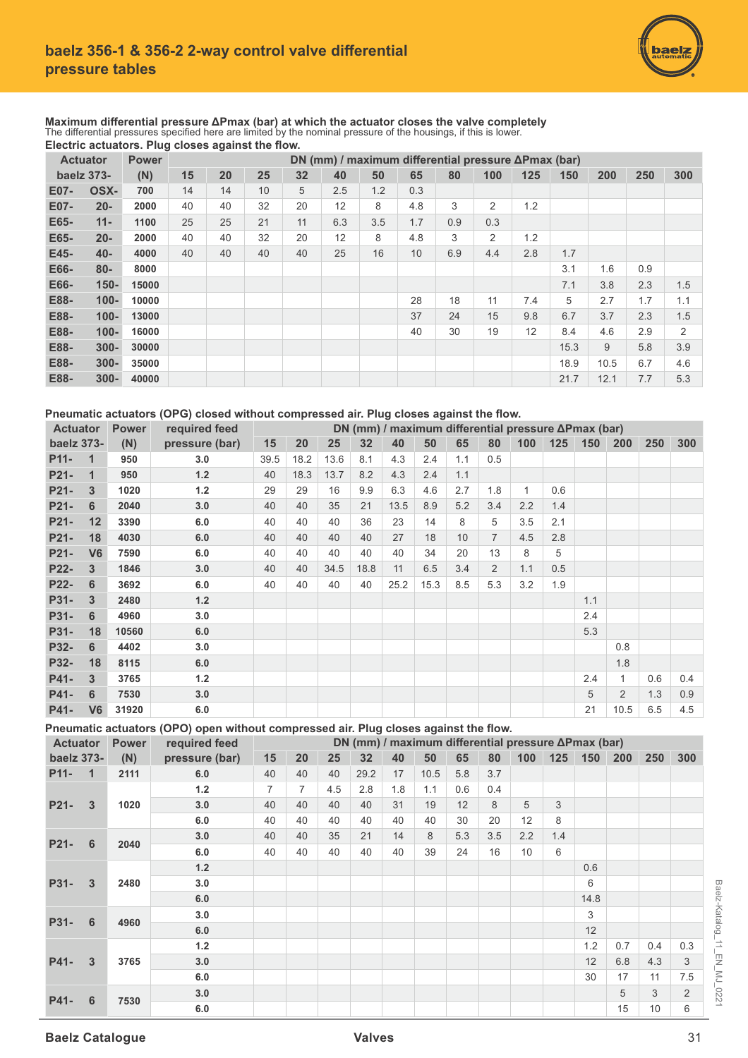## baelz 356-1 & 356-2 2-way control valve differential pressure tables

**Maximum differential pressure ΔPmax (bar) at which the actuator closes the valve completely**
The differential pressures specified here are limited by the nominal pressure of the housings, if this is lower.

**Electric actuators. Plug closes against the flow.**

| Actuator baelz 373- | | Power (N) | DN (mm) / maximum differential pressure ΔPmax (bar) | | | | | | | | | | | | | |
|---|---|---|---|---|---|---|---|---|---|---|---|---|---|---|---|---|
| | | | 15 | 20 | 25 | 32 | 40 | 50 | 65 | 80 | 100 | 125 | 150 | 200 | 250 | 300 |
| E07- | OSX- | 700 | 14 | 14 | 10 | 5 | 2.5 | 1.2 | 0.3 | | | | | | | |
| E07- | 20- | 2000 | 40 | 40 | 32 | 20 | 12 | 8 | 4.8 | 3 | 2 | 1.2 | | | | |
| E65- | 11- | 1100 | 25 | 25 | 21 | 11 | 6.3 | 3.5 | 1.7 | 0.9 | 0.3 | | | | | |
| E65- | 20- | 2000 | 40 | 40 | 32 | 20 | 12 | 8 | 4.8 | 3 | 2 | 1.2 | | | | |
| E45- | 40- | 4000 | 40 | 40 | 40 | 40 | 25 | 16 | 10 | 6.9 | 4.4 | 2.8 | 1.7 | | | |
| E66- | 80- | 8000 | | | | | | | | | | | 3.1 | 1.6 | 0.9 | |
| E66- | 150- | 15000 | | | | | | | | | | | 7.1 | 3.8 | 2.3 | 1.5 |
| E88- | 100- | 10000 | | | | | | | 28 | 18 | 11 | 7.4 | 5 | 2.7 | 1.7 | 1.1 |
| E88- | 100- | 13000 | | | | | | | 37 | 24 | 15 | 9.8 | 6.7 | 3.7 | 2.3 | 1.5 |
| E88- | 100- | 16000 | | | | | | | 40 | 30 | 19 | 12 | 8.4 | 4.6 | 2.9 | 2 |
| E88- | 300- | 30000 | | | | | | | | | | | 15.3 | 9 | 5.8 | 3.9 |
| E88- | 300- | 35000 | | | | | | | | | | | 18.9 | 10.5 | 6.7 | 4.6 |
| E88- | 300- | 40000 | | | | | | | | | | | 21.7 | 12.1 | 7.7 | 5.3 |

**Pneumatic actuators (OPG) closed without compressed air. Plug closes against the flow.**

| Actuator baelz 373- | | Power (N) | required feed pressure (bar) | DN (mm) / maximum differential pressure ΔPmax (bar) | | | | | | | | | | | | | |
|---|---|---|---|---|---|---|---|---|---|---|---|---|---|---|---|---|---|
| | | | | 15 | 20 | 25 | 32 | 40 | 50 | 65 | 80 | 100 | 125 | 150 | 200 | 250 | 300 |
| P11- | 1 | 950 | 3.0 | 39.5 | 18.2 | 13.6 | 8.1 | 4.3 | 2.4 | 1.1 | 0.5 | | | | | | |
| P21- | 1 | 950 | 1.2 | 40 | 18.3 | 13.7 | 8.2 | 4.3 | 2.4 | 1.1 | | | | | | | |
| P21- | 3 | 1020 | 1.2 | 29 | 29 | 16 | 9.9 | 6.3 | 4.6 | 2.7 | 1.8 | 1 | 0.6 | | | | |
| P21- | 6 | 2040 | 3.0 | 40 | 40 | 35 | 21 | 13.5 | 8.9 | 5.2 | 3.4 | 2.2 | 1.4 | | | | |
| P21- | 12 | 3390 | 6.0 | 40 | 40 | 40 | 36 | 23 | 14 | 8 | 5 | 3.5 | 2.1 | | | | |
| P21- | 18 | 4030 | 6.0 | 40 | 40 | 40 | 40 | 27 | 18 | 10 | 7 | 4.5 | 2.8 | | | | |
| P21- | V6 | 7590 | 6.0 | 40 | 40 | 40 | 40 | 40 | 34 | 20 | 13 | 8 | 5 | | | | |
| P22- | 3 | 1846 | 3.0 | 40 | 40 | 34.5 | 18.8 | 11 | 6.5 | 3.4 | 2 | 1.1 | 0.5 | | | | |
| P22- | 6 | 3692 | 6.0 | 40 | 40 | 40 | 40 | 25.2 | 15.3 | 8.5 | 5.3 | 3.2 | 1.9 | | | | |
| P31- | 3 | 2480 | 1.2 | | | | | | | | | | | 1.1 | | | |
| P31- | 6 | 4960 | 3.0 | | | | | | | | | | | 2.4 | | | |
| P31- | 18 | 10560 | 6.0 | | | | | | | | | | | 5.3 | | | |
| P32- | 6 | 4402 | 3.0 | | | | | | | | | | | | 0.8 | | |
| P32- | 18 | 8115 | 6.0 | | | | | | | | | | | | 1.8 | | |
| P41- | 3 | 3765 | 1.2 | | | | | | | | | | | 2.4 | 1 | 0.6 | 0.4 |
| P41- | 6 | 7530 | 3.0 | | | | | | | | | | | 5 | 2 | 1.3 | 0.9 |
| P41- | V6 | 31920 | 6.0 | | | | | | | | | | | 21 | 10.5 | 6.5 | 4.5 |

**Pneumatic actuators (OPO) open without compressed air. Plug closes against the flow.**

| Actuator baelz 373- | | Power (N) | required feed pressure (bar) | DN (mm) / maximum differential pressure ΔPmax (bar) | | | | | | | | | | | | | |
|---|---|---|---|---|---|---|---|---|---|---|---|---|---|---|---|---|---|
| | | | | 15 | 20 | 25 | 32 | 40 | 50 | 65 | 80 | 100 | 125 | 150 | 200 | 250 | 300 |
| P11- | 1 | 2111 | 6.0 | 40 | 40 | 40 | 29.2 | 17 | 10.5 | 5.8 | 3.7 | | | | | | |
| P21- | 3 | 1020 | 1.2 | 7 | 7 | 4.5 | 2.8 | 1.8 | 1.1 | 0.6 | 0.4 | | | | | | |
| | | | 3.0 | 40 | 40 | 40 | 40 | 31 | 19 | 12 | 8 | 5 | 3 | | | | |
| | | | 6.0 | 40 | 40 | 40 | 40 | 40 | 40 | 30 | 20 | 12 | 8 | | | | |
| P21- | 6 | 2040 | 3.0 | 40 | 40 | 35 | 21 | 14 | 8 | 5.3 | 3.5 | 2.2 | 1.4 | | | | |
| | | | 6.0 | 40 | 40 | 40 | 40 | 40 | 39 | 24 | 16 | 10 | 6 | | | | |
| P31- | 3 | 2480 | 1.2 | | | | | | | | | | | 0.6 | | | |
| | | | 3.0 | | | | | | | | | | | 6 | | | |
| | | | 6.0 | | | | | | | | | | | 14.8 | | | |
| P31- | 6 | 4960 | 3.0 | | | | | | | | | | | 3 | | | |
| | | | 6.0 | | | | | | | | | | | 12 | | | |
| P41- | 3 | 3765 | 1.2 | | | | | | | | | | | 1.2 | 0.7 | 0.4 | 0.3 |
| | | | 3.0 | | | | | | | | | | | 12 | 6.8 | 4.3 | 3 |
| | | | 6.0 | | | | | | | | | | | 30 | 17 | 11 | 7.5 |
| P41- | 6 | 7530 | 3.0 | | | | | | | | | | | | 5 | 3 | 2 |
| | | | 6.0 | | | | | | | | | | | | 15 | 10 | 6 |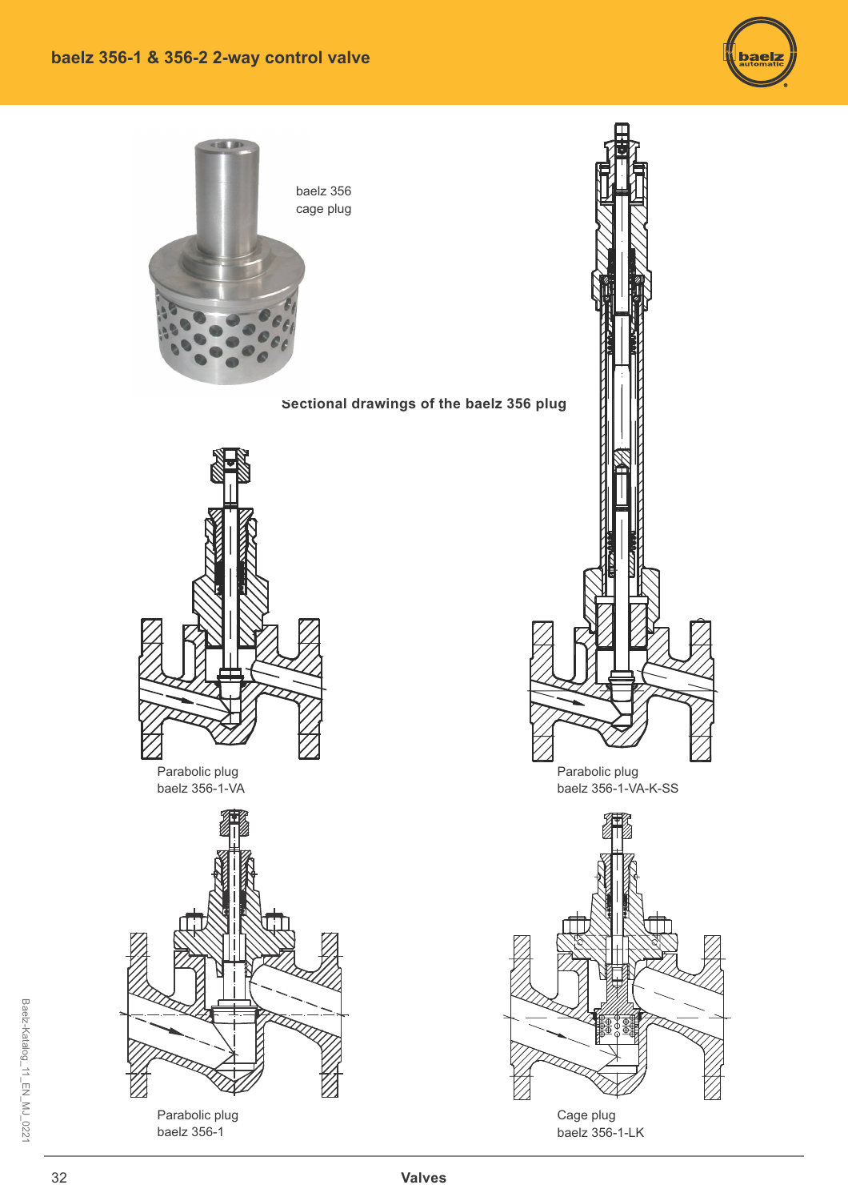baelz 356
cage plug

Sectional drawings of the baelz 356 plug

Parabolic plug
baelz 356-1-VA

Parabolic plug
baelz 356-1-VA-K-SS

Parabolic plug
baelz 356-1

Cage plug
baelz 356-1-LK